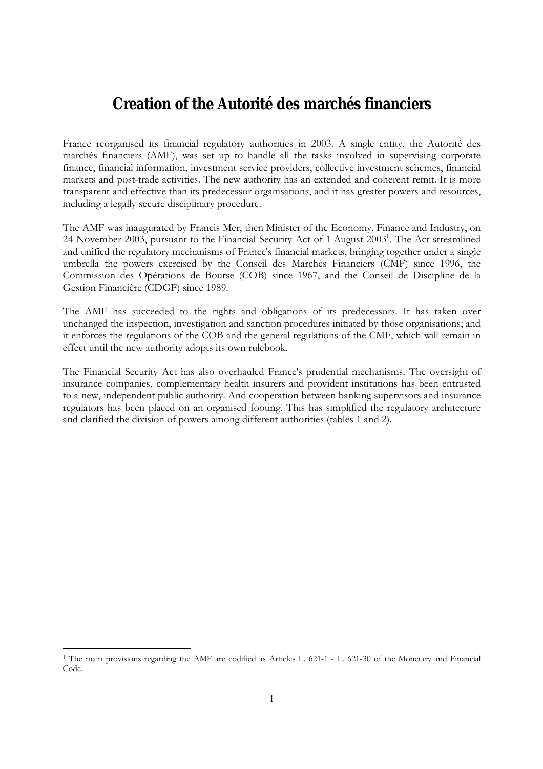# Creation of the Autorité des marchés financiers

France reorganised its financial regulatory authorities in 2003. A single entity, the Autorité des marchés financiers (AMF), was set up to handle all the tasks involved in supervising corporate finance, financial information, investment service providers, collective investment schemes, financial markets and post-trade activities. The new authority has an extended and coherent remit. It is more transparent and effective than its predecessor organisations, and it has greater powers and resources, including a legally secure disciplinary procedure.

The AMF was inaugurated by Francis Mer, then Minister of the Economy, Finance and Industry, on 24 November 2003, pursuant to the Financial Security Act of 1 August 2003[1]. The Act streamlined and unified the regulatory mechanisms of France's financial markets, bringing together under a single umbrella the powers exercised by the Conseil des Marchés Financiers (CMF) since 1996, the Commission des Opérations de Bourse (COB) since 1967, and the Conseil de Discipline de la Gestion Financière (CDGF) since 1989.

The AMF has succeeded to the rights and obligations of its predecessors. It has taken over unchanged the inspection, investigation and sanction procedures initiated by those organisations; and it enforces the regulations of the COB and the general regulations of the CMF, which will remain in effect until the new authority adopts its own rulebook.

The Financial Security Act has also overhauled France's prudential mechanisms. The oversight of insurance companies, complementary health insurers and provident institutions has been entrusted to a new, independent public authority. And cooperation between banking supervisors and insurance regulators has been placed on an organised footing. This has simplified the regulatory architecture and clarified the division of powers among different authorities (tables 1 and 2).

[1] The main provisions regarding the AMF are codified as Articles L. 621-1 - L. 621-30 of the Monetary and Financial Code.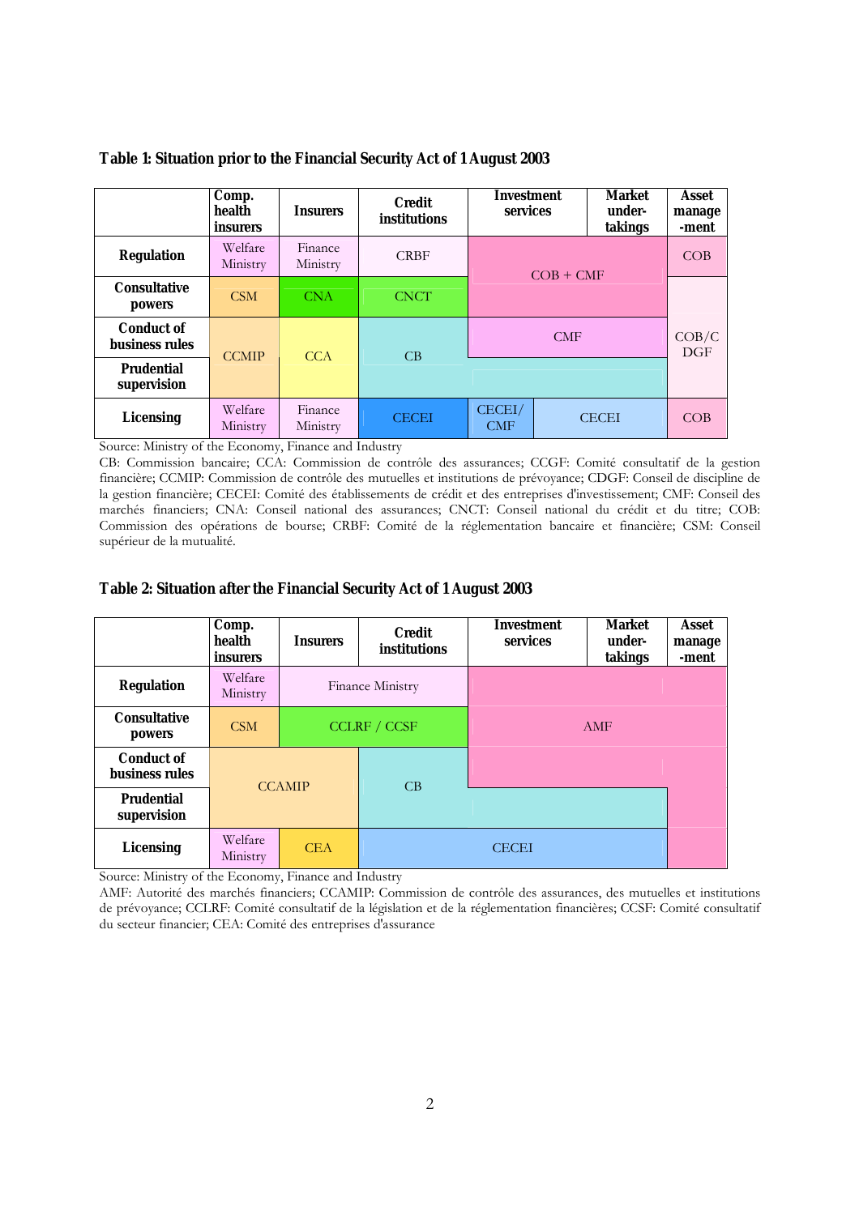**Table 1: Situation prior to the Financial Security Act of 1 August 2003**

| | Comp. health insurers | Insurers | Credit institutions | Investment services | Market under-takings | Asset manage-ment |
|---|---|---|---|---|---|---|
| **Regulation** | Welfare Ministry | Finance Ministry | CRBF | COB + CMF | | COB |
| **Consultative powers** | CSM | CNA | CNCT | | | COB/CDGF |
| **Conduct of business rules** | CCMIP | CCA | CB | CMF | | |
| **Prudential supervision** | | | | | | |
| **Licensing** | Welfare Ministry | Finance Ministry | CECEI | CECEI/ CMF | CECEI | COB |

Source: Ministry of the Economy, Finance and Industry

CB: Commission bancaire; CCA: Commission de contrôle des assurances; CCGF: Comité consultatif de la gestion financière; CCMIP: Commission de contrôle des mutuelles et institutions de prévoyance; CDGF: Conseil de discipline de la gestion financière; CECEI: Comité des établissements de crédit et des entreprises d'investissement; CMF: Conseil des marchés financiers; CNA: Conseil national des assurances; CNCT: Conseil national du crédit et du titre; COB: Commission des opérations de bourse; CRBF: Comité de la réglementation bancaire et financière; CSM: Conseil supérieur de la mutualité.

**Table 2: Situation after the Financial Security Act of 1 August 2003**

| | Comp. health insurers | Insurers | Credit institutions | Investment services | Market under-takings | Asset manage-ment |
|---|---|---|---|---|---|---|
| **Regulation** | Welfare Ministry | Finance Ministry | | AMF | | |
| **Consultative powers** | CSM | CCLRF / CCSF | | | | |
| **Conduct of business rules** | CCAMIP | | CB | | | |
| **Prudential supervision** | | | | | | |
| **Licensing** | Welfare Ministry | CEA | CECEI | | | |

Source: Ministry of the Economy, Finance and Industry

AMF: Autorité des marchés financiers; CCAMIP: Commission de contrôle des assurances, des mutuelles et institutions de prévoyance; CCLRF: Comité consultatif de la législation et de la réglementation financières; CCSF: Comité consultatif du secteur financier; CEA: Comité des entreprises d'assurance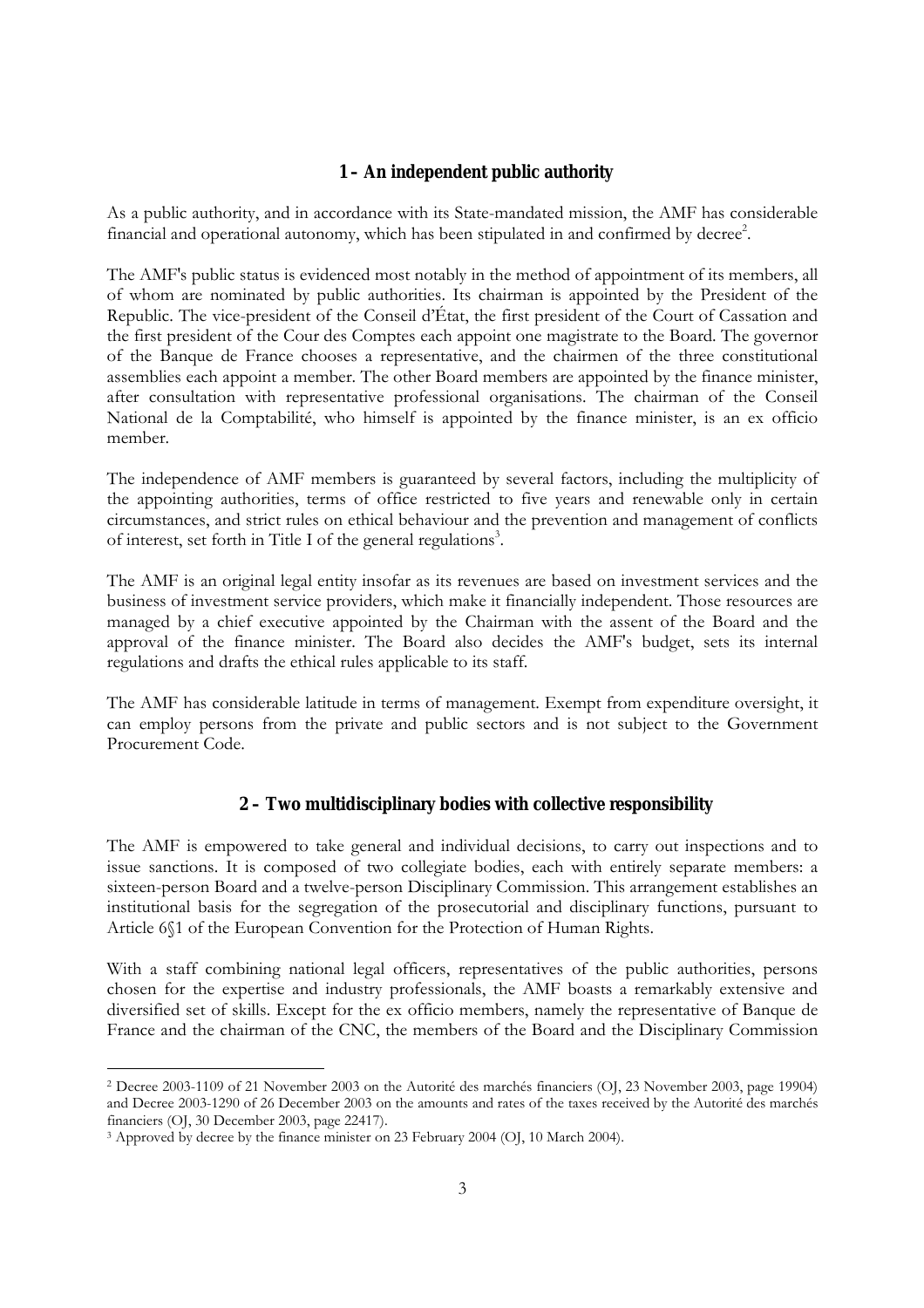## 1 – An independent public authority

As a public authority, and in accordance with its State-mandated mission, the AMF has considerable financial and operational autonomy, which has been stipulated in and confirmed by decree[2].

The AMF's public status is evidenced most notably in the method of appointment of its members, all of whom are nominated by public authorities. Its chairman is appointed by the President of the Republic. The vice-president of the Conseil d'État, the first president of the Court of Cassation and the first president of the Cour des Comptes each appoint one magistrate to the Board. The governor of the Banque de France chooses a representative, and the chairmen of the three constitutional assemblies each appoint a member. The other Board members are appointed by the finance minister, after consultation with representative professional organisations. The chairman of the Conseil National de la Comptabilité, who himself is appointed by the finance minister, is an ex officio member.

The independence of AMF members is guaranteed by several factors, including the multiplicity of the appointing authorities, terms of office restricted to five years and renewable only in certain circumstances, and strict rules on ethical behaviour and the prevention and management of conflicts of interest, set forth in Title I of the general regulations[3].

The AMF is an original legal entity insofar as its revenues are based on investment services and the business of investment service providers, which make it financially independent. Those resources are managed by a chief executive appointed by the Chairman with the assent of the Board and the approval of the finance minister. The Board also decides the AMF's budget, sets its internal regulations and drafts the ethical rules applicable to its staff.

The AMF has considerable latitude in terms of management. Exempt from expenditure oversight, it can employ persons from the private and public sectors and is not subject to the Government Procurement Code.

## 2 – Two multidisciplinary bodies with collective responsibility

The AMF is empowered to take general and individual decisions, to carry out inspections and to issue sanctions. It is composed of two collegiate bodies, each with entirely separate members: a sixteen-person Board and a twelve-person Disciplinary Commission. This arrangement establishes an institutional basis for the segregation of the prosecutorial and disciplinary functions, pursuant to Article 6§1 of the European Convention for the Protection of Human Rights.

With a staff combining national legal officers, representatives of the public authorities, persons chosen for the expertise and industry professionals, the AMF boasts a remarkably extensive and diversified set of skills. Except for the ex officio members, namely the representative of Banque de France and the chairman of the CNC, the members of the Board and the Disciplinary Commission

---

[2] Decree 2003-1109 of 21 November 2003 on the Autorité des marchés financiers (OJ, 23 November 2003, page 19904) and Decree 2003-1290 of 26 December 2003 on the amounts and rates of the taxes received by the Autorité des marchés financiers (OJ, 30 December 2003, page 22417).

[3] Approved by decree by the finance minister on 23 February 2004 (OJ, 10 March 2004).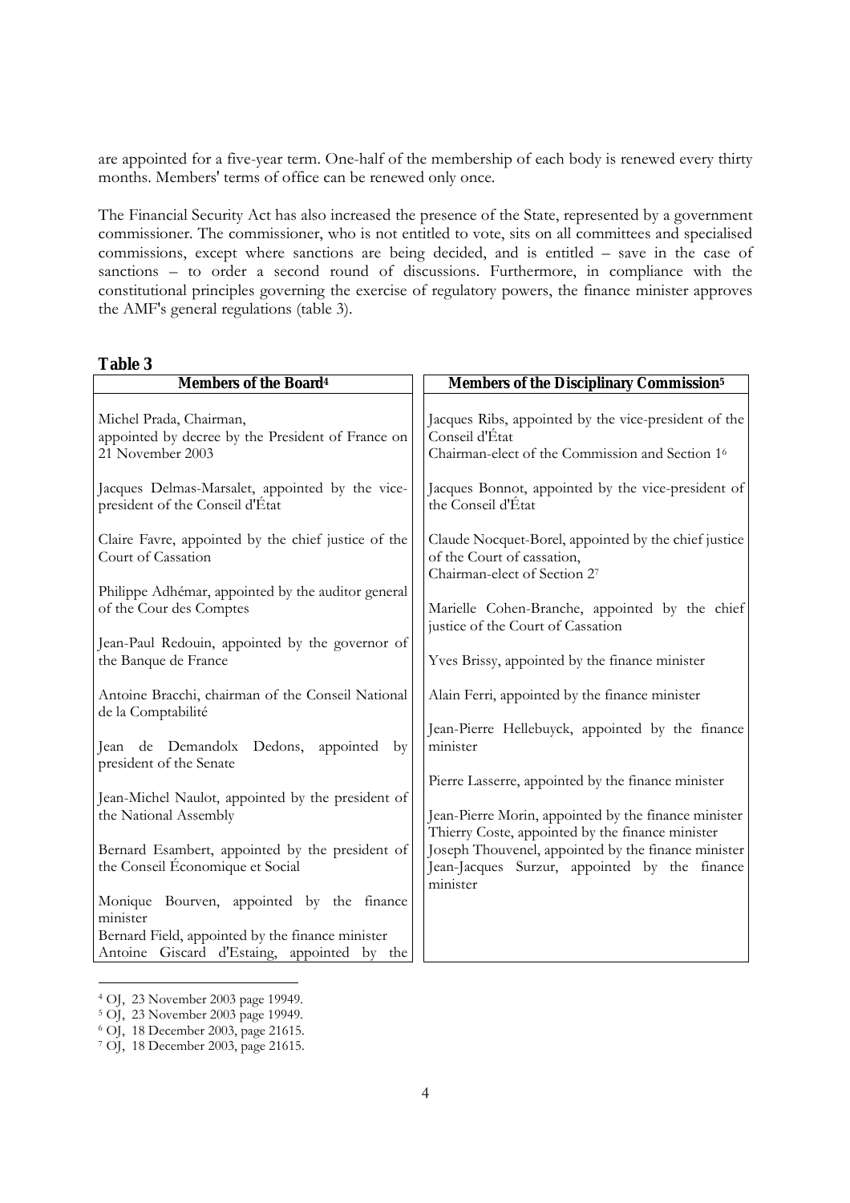are appointed for a five-year term. One-half of the membership of each body is renewed every thirty months. Members' terms of office can be renewed only once.

The Financial Security Act has also increased the presence of the State, represented by a government commissioner. The commissioner, who is not entitled to vote, sits on all committees and specialised commissions, except where sanctions are being decided, and is entitled – save in the case of sanctions – to order a second round of discussions. Furthermore, in compliance with the constitutional principles governing the exercise of regulatory powers, the finance minister approves the AMF's general regulations (table 3).

**Table 3**

| Members of the Board[4] | Members of the Disciplinary Commission[5] |
|---|---|
| Michel Prada, Chairman, appointed by decree by the President of France on 21 November 2003 | Jacques Ribs, appointed by the vice-president of the Conseil d'État Chairman-elect of the Commission and Section 1[6] |
| Jacques Delmas-Marsalet, appointed by the vice-president of the Conseil d'État | Jacques Bonnot, appointed by the vice-president of the Conseil d'État |
| Claire Favre, appointed by the chief justice of the Court of Cassation | Claude Nocquet-Borel, appointed by the chief justice of the Court of cassation, Chairman-elect of Section 2[7] |
| Philippe Adhémar, appointed by the auditor general of the Cour des Comptes | Marielle Cohen-Branche, appointed by the chief justice of the Court of Cassation |
| Jean-Paul Redouin, appointed by the governor of the Banque de France | Yves Brissy, appointed by the finance minister |
| Antoine Bracchi, chairman of the Conseil National de la Comptabilité | Alain Ferri, appointed by the finance minister |
| Jean de Demandolx Dedons, appointed by president of the Senate | Jean-Pierre Hellebuyck, appointed by the finance minister |
| Jean-Michel Naulot, appointed by the president of the National Assembly | Pierre Lasserre, appointed by the finance minister |
| Bernard Esambert, appointed by the president of the Conseil Économique et Social | Jean-Pierre Morin, appointed by the finance minister |
| Monique Bourven, appointed by the finance minister | Thierry Coste, appointed by the finance minister |
| Bernard Field, appointed by the finance minister | Joseph Thouvenel, appointed by the finance minister |
| Antoine Giscard d'Estaing, appointed by the | Jean-Jacques Surzur, appointed by the finance minister |

[4] OJ, 23 November 2003 page 19949.

[5] OJ, 23 November 2003 page 19949.

[6] OJ, 18 December 2003, page 21615.

[7] OJ, 18 December 2003, page 21615.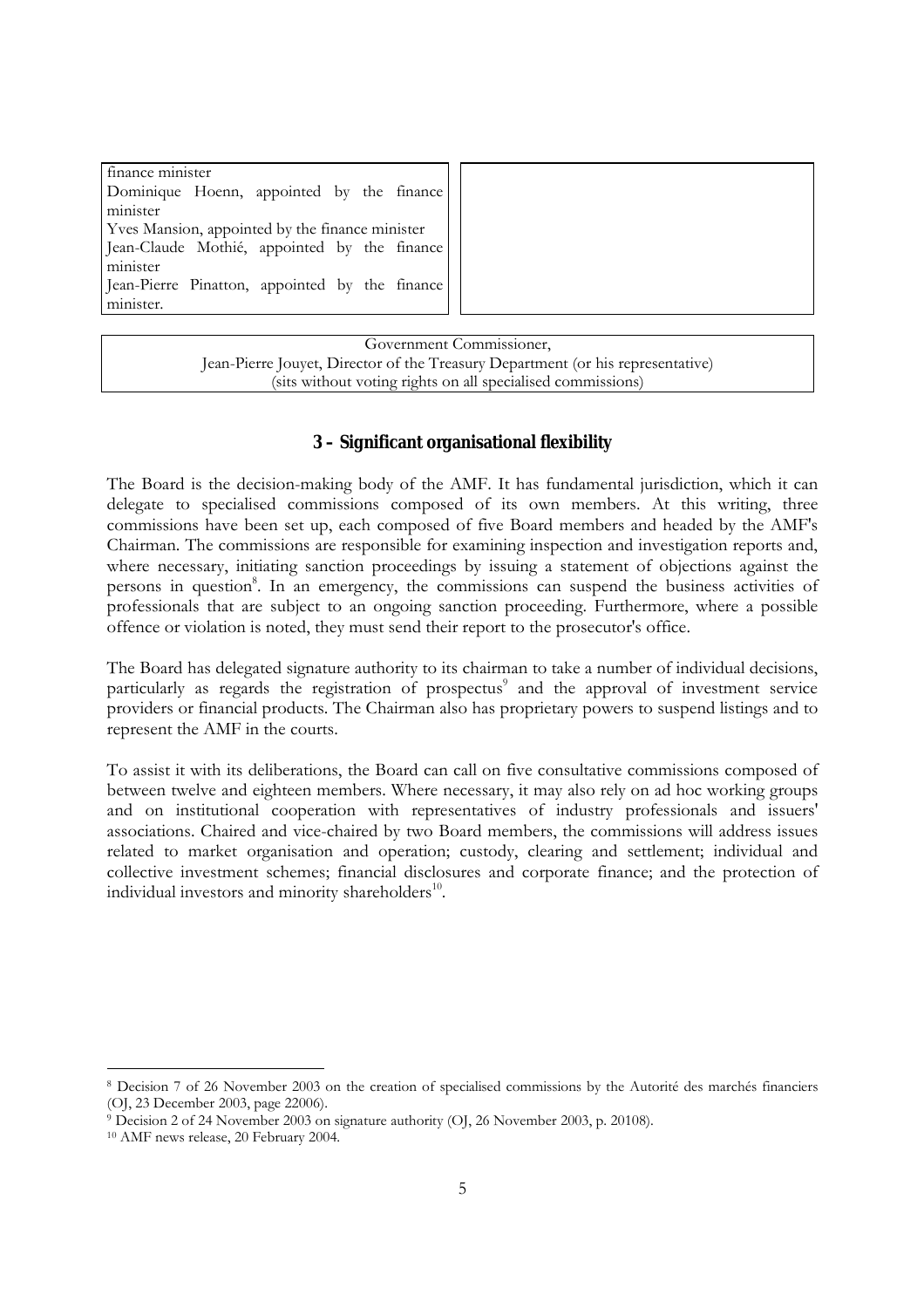| finance minister<br>Dominique Hoenn, appointed by the finance minister<br>Yves Mansion, appointed by the finance minister<br>Jean-Claude Mothié, appointed by the finance minister<br>Jean-Pierre Pinatton, appointed by the finance minister. | |
|---|---|

| Government Commissioner,<br>Jean-Pierre Jouyet, Director of the Treasury Department (or his representative)<br>(sits without voting rights on all specialised commissions) |
|---|

### 3 – Significant organisational flexibility

The Board is the decision-making body of the AMF. It has fundamental jurisdiction, which it can delegate to specialised commissions composed of its own members. At this writing, three commissions have been set up, each composed of five Board members and headed by the AMF's Chairman. The commissions are responsible for examining inspection and investigation reports and, where necessary, initiating sanction proceedings by issuing a statement of objections against the persons in question[8]. In an emergency, the commissions can suspend the business activities of professionals that are subject to an ongoing sanction proceeding. Furthermore, where a possible offence or violation is noted, they must send their report to the prosecutor's office.

The Board has delegated signature authority to its chairman to take a number of individual decisions, particularly as regards the registration of prospectus[9] and the approval of investment service providers or financial products. The Chairman also has proprietary powers to suspend listings and to represent the AMF in the courts.

To assist it with its deliberations, the Board can call on five consultative commissions composed of between twelve and eighteen members. Where necessary, it may also rely on ad hoc working groups and on institutional cooperation with representatives of industry professionals and issuers' associations. Chaired and vice-chaired by two Board members, the commissions will address issues related to market organisation and operation; custody, clearing and settlement; individual and collective investment schemes; financial disclosures and corporate finance; and the protection of individual investors and minority shareholders[10].

---

[8] Decision 7 of 26 November 2003 on the creation of specialised commissions by the Autorité des marchés financiers (OJ, 23 December 2003, page 22006).

[9] Decision 2 of 24 November 2003 on signature authority (OJ, 26 November 2003, p. 20108).

[10] AMF news release, 20 February 2004.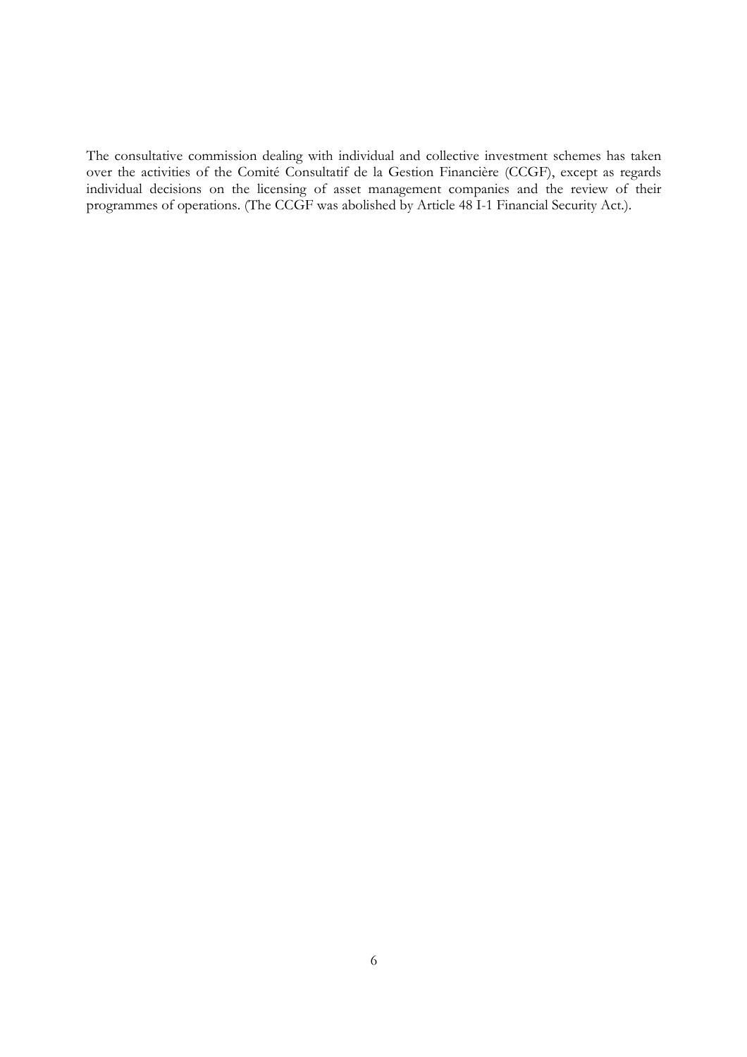The consultative commission dealing with individual and collective investment schemes has taken over the activities of the Comité Consultatif de la Gestion Financière (CCGF), except as regards individual decisions on the licensing of asset management companies and the review of their programmes of operations. (The CCGF was abolished by Article 48 I-1 Financial Security Act.).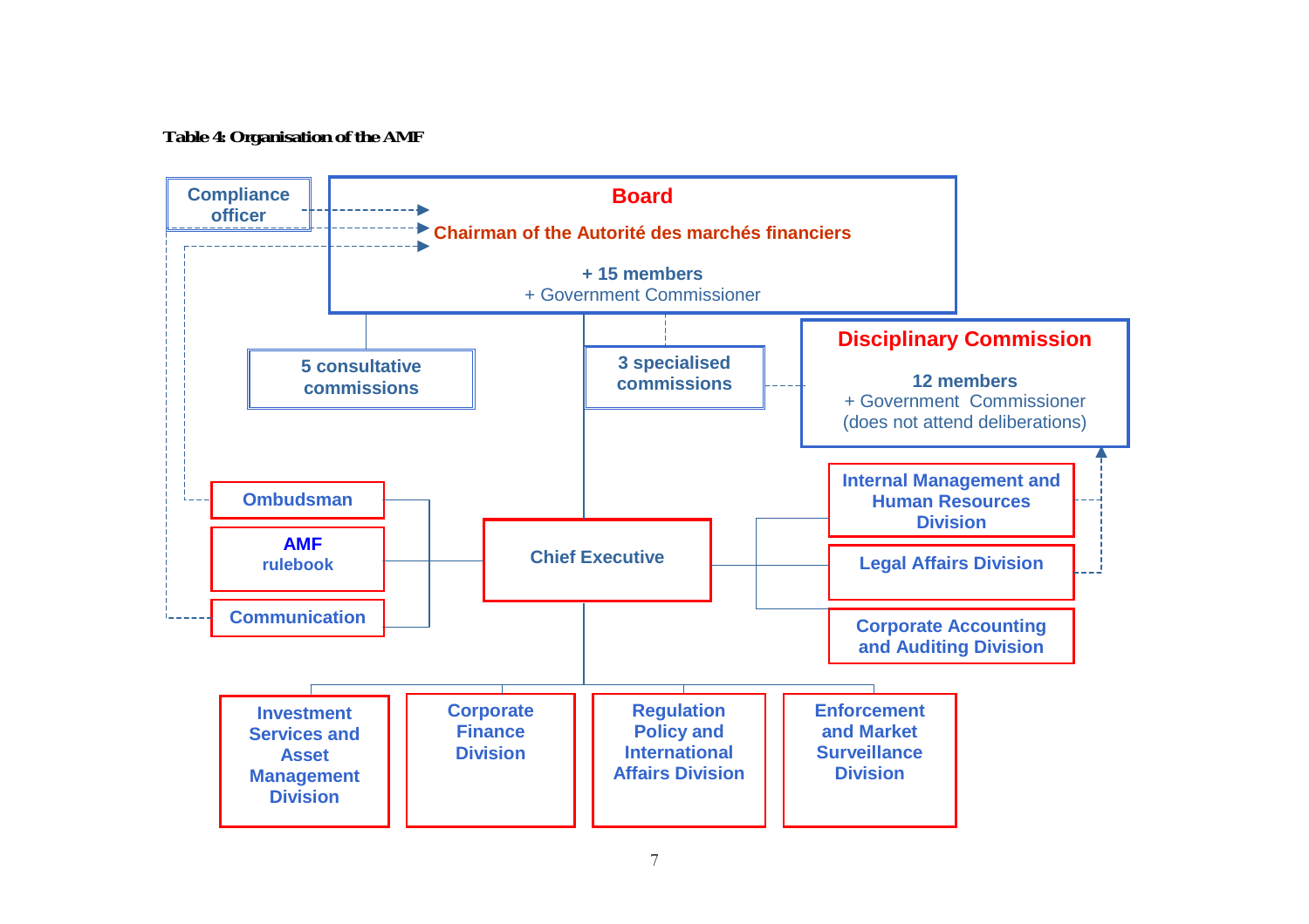**Table 4: Organisation of the AMF**

Compliance officer

**Board**

Chairman of the Autorité des marchés financiers

+ 15 members
+ Government Commissioner

5 consultative commissions

3 specialised commissions

**Disciplinary Commission**

12 members
+ Government Commissioner
(does not attend deliberations)

Ombudsman

AMF rulebook

Communication

Chief Executive

Internal Management and Human Resources Division

Legal Affairs Division

Corporate Accounting and Auditing Division

Investment Services and Asset Management Division

Corporate Finance Division

Regulation Policy and International Affairs Division

Enforcement and Market Surveillance Division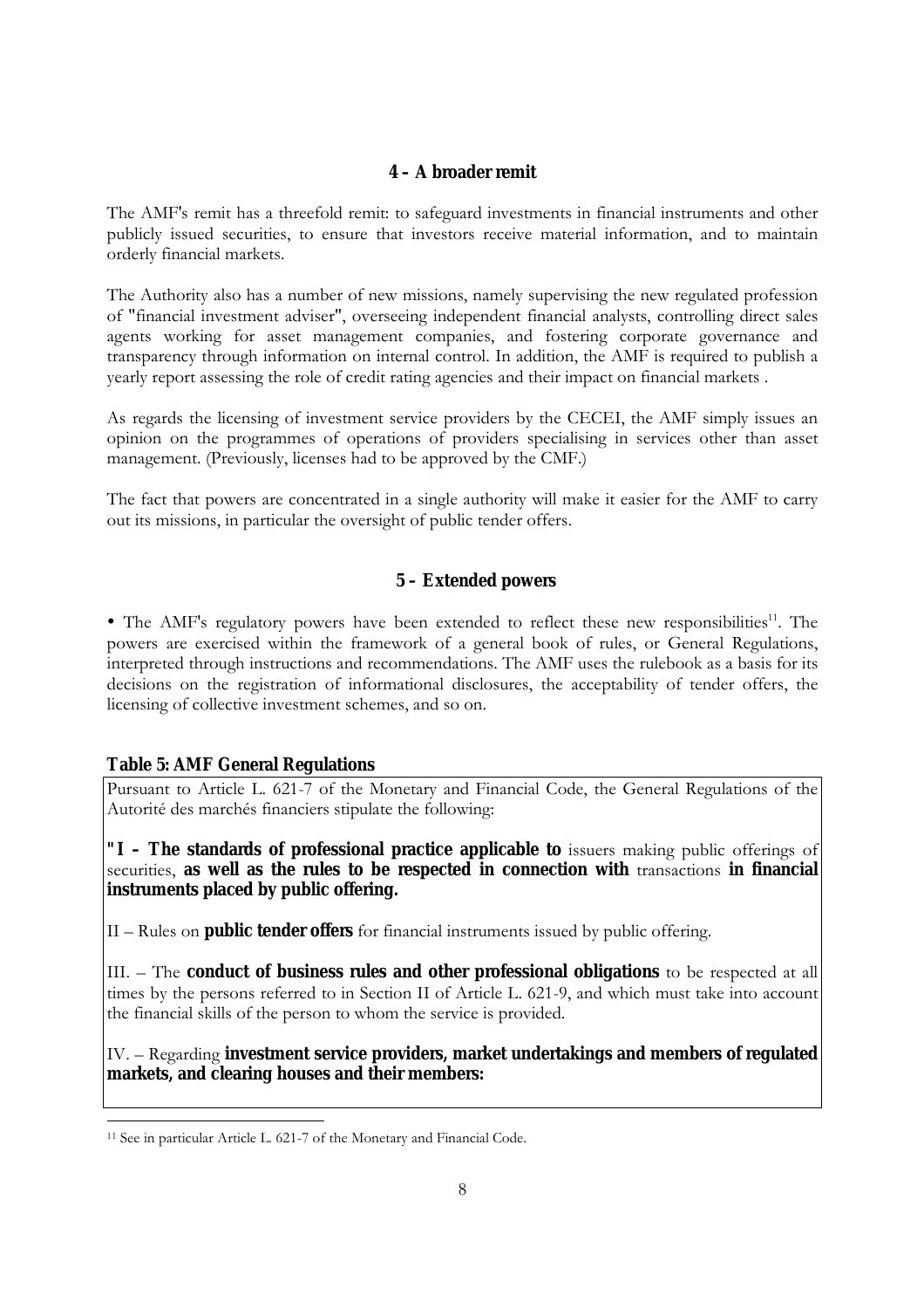### 4 – A broader remit

The AMF's remit has a threefold remit: to safeguard investments in financial instruments and other publicly issued securities, to ensure that investors receive material information, and to maintain orderly financial markets.

The Authority also has a number of new missions, namely supervising the new regulated profession of "financial investment adviser", overseeing independent financial analysts, controlling direct sales agents working for asset management companies, and fostering corporate governance and transparency through information on internal control. In addition, the AMF is required to publish a yearly report assessing the role of credit rating agencies and their impact on financial markets .

As regards the licensing of investment service providers by the CECEI, the AMF simply issues an opinion on the programmes of operations of providers specialising in services other than asset management. (Previously, licenses had to be approved by the CMF.)

The fact that powers are concentrated in a single authority will make it easier for the AMF to carry out its missions, in particular the oversight of public tender offers.

### 5 – Extended powers

• The AMF's regulatory powers have been extended to reflect these new responsibilities[11]. The powers are exercised within the framework of a general book of rules, or General Regulations, interpreted through instructions and recommendations. The AMF uses the rulebook as a basis for its decisions on the registration of informational disclosures, the acceptability of tender offers, the licensing of collective investment schemes, and so on.

**Table 5: AMF General Regulations**

Pursuant to Article L. 621-7 of the Monetary and Financial Code, the General Regulations of the Autorité des marchés financiers stipulate the following:

"**I – The standards of professional practice applicable to** issuers making public offerings of securities, **as well as the rules to be respected in connection with** transactions **in financial instruments placed by public offering.**

II – Rules on **public tender offers** for financial instruments issued by public offering.

III. – The **conduct of business rules and other professional obligations** to be respected at all times by the persons referred to in Section II of Article L. 621-9, and which must take into account the financial skills of the person to whom the service is provided.

IV. – Regarding **investment service providers, market undertakings and members of regulated markets, and clearing houses and their members:**

[11] See in particular Article L. 621-7 of the Monetary and Financial Code.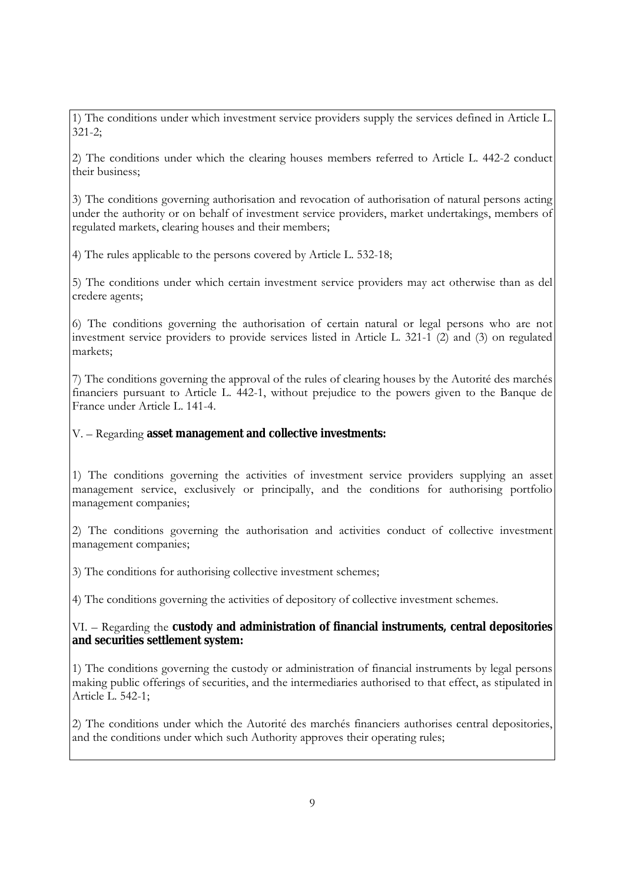1) The conditions under which investment service providers supply the services defined in Article L. 321-2;

2) The conditions under which the clearing houses members referred to Article L. 442-2 conduct their business;

3) The conditions governing authorisation and revocation of authorisation of natural persons acting under the authority or on behalf of investment service providers, market undertakings, members of regulated markets, clearing houses and their members;

4) The rules applicable to the persons covered by Article L. 532-18;

5) The conditions under which certain investment service providers may act otherwise than as del credere agents;

6) The conditions governing the authorisation of certain natural or legal persons who are not investment service providers to provide services listed in Article L. 321-1 (2) and (3) on regulated markets;

7) The conditions governing the approval of the rules of clearing houses by the Autorité des marchés financiers pursuant to Article L. 442-1, without prejudice to the powers given to the Banque de France under Article L. 141-4.

V. – Regarding **asset management and collective investments:**

1) The conditions governing the activities of investment service providers supplying an asset management service, exclusively or principally, and the conditions for authorising portfolio management companies;

2) The conditions governing the authorisation and activities conduct of collective investment management companies;

3) The conditions for authorising collective investment schemes;

4) The conditions governing the activities of depository of collective investment schemes.

VI. – Regarding the **custody and administration of financial instruments, central depositories and securities settlement system:**

1) The conditions governing the custody or administration of financial instruments by legal persons making public offerings of securities, and the intermediaries authorised to that effect, as stipulated in Article L. 542-1;

2) The conditions under which the Autorité des marchés financiers authorises central depositories, and the conditions under which such Authority approves their operating rules;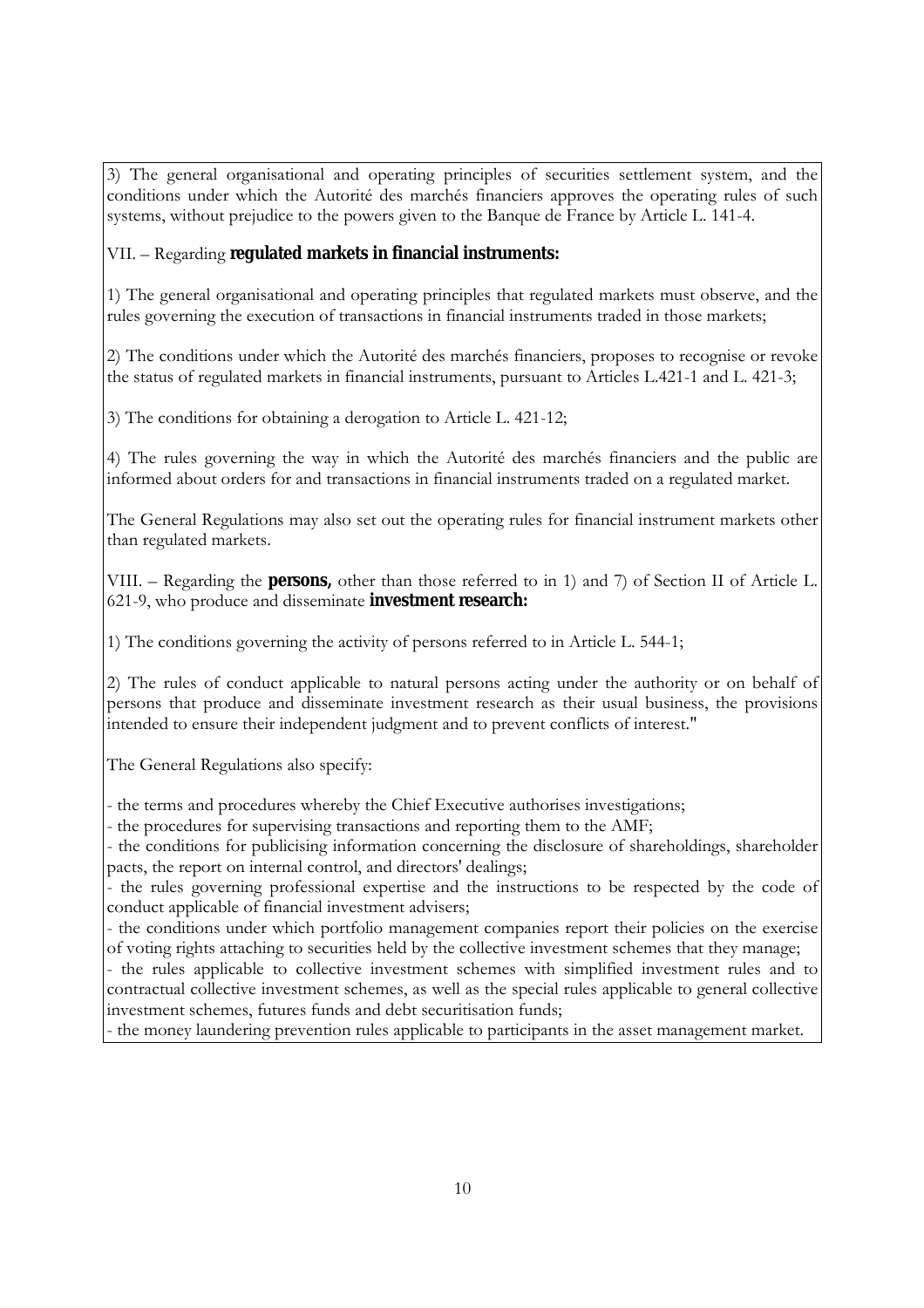3) The general organisational and operating principles of securities settlement system, and the conditions under which the Autorité des marchés financiers approves the operating rules of such systems, without prejudice to the powers given to the Banque de France by Article L. 141-4.

VII. – Regarding **regulated markets in financial instruments:**

1) The general organisational and operating principles that regulated markets must observe, and the rules governing the execution of transactions in financial instruments traded in those markets;

2) The conditions under which the Autorité des marchés financiers, proposes to recognise or revoke the status of regulated markets in financial instruments, pursuant to Articles L.421-1 and L. 421-3;

3) The conditions for obtaining a derogation to Article L. 421-12;

4) The rules governing the way in which the Autorité des marchés financiers and the public are informed about orders for and transactions in financial instruments traded on a regulated market.

The General Regulations may also set out the operating rules for financial instrument markets other than regulated markets.

VIII. – Regarding the **persons,** other than those referred to in 1) and 7) of Section II of Article L. 621-9, who produce and disseminate **investment research:**

1) The conditions governing the activity of persons referred to in Article L. 544-1;

2) The rules of conduct applicable to natural persons acting under the authority or on behalf of persons that produce and disseminate investment research as their usual business, the provisions intended to ensure their independent judgment and to prevent conflicts of interest."

The General Regulations also specify:

- the terms and procedures whereby the Chief Executive authorises investigations;
- the procedures for supervising transactions and reporting them to the AMF;
- the conditions for publicising information concerning the disclosure of shareholdings, shareholder pacts, the report on internal control, and directors' dealings;
- the rules governing professional expertise and the instructions to be respected by the code of conduct applicable of financial investment advisers;
- the conditions under which portfolio management companies report their policies on the exercise of voting rights attaching to securities held by the collective investment schemes that they manage;
- the rules applicable to collective investment schemes with simplified investment rules and to contractual collective investment schemes, as well as the special rules applicable to general collective investment schemes, futures funds and debt securitisation funds;
- the money laundering prevention rules applicable to participants in the asset management market.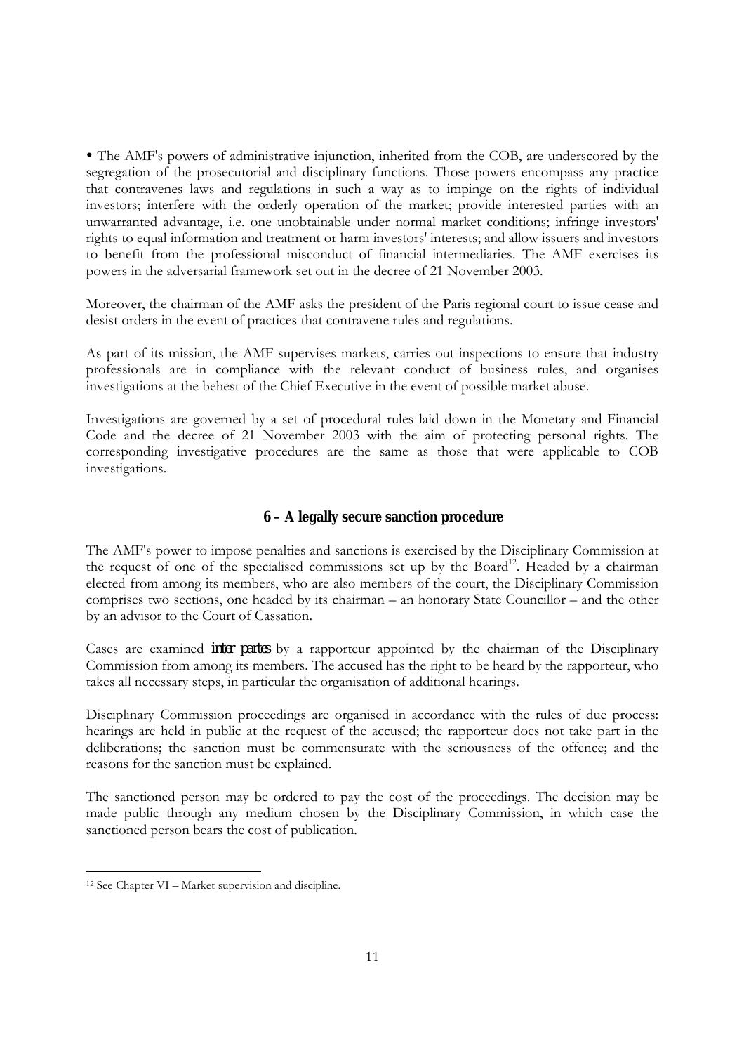• The AMF's powers of administrative injunction, inherited from the COB, are underscored by the segregation of the prosecutorial and disciplinary functions. Those powers encompass any practice that contravenes laws and regulations in such a way as to impinge on the rights of individual investors; interfere with the orderly operation of the market; provide interested parties with an unwarranted advantage, i.e. one unobtainable under normal market conditions; infringe investors' rights to equal information and treatment or harm investors' interests; and allow issuers and investors to benefit from the professional misconduct of financial intermediaries. The AMF exercises its powers in the adversarial framework set out in the decree of 21 November 2003.

Moreover, the chairman of the AMF asks the president of the Paris regional court to issue cease and desist orders in the event of practices that contravene rules and regulations.

As part of its mission, the AMF supervises markets, carries out inspections to ensure that industry professionals are in compliance with the relevant conduct of business rules, and organises investigations at the behest of the Chief Executive in the event of possible market abuse.

Investigations are governed by a set of procedural rules laid down in the Monetary and Financial Code and the decree of 21 November 2003 with the aim of protecting personal rights. The corresponding investigative procedures are the same as those that were applicable to COB investigations.

## 6 – A legally secure sanction procedure

The AMF's power to impose penalties and sanctions is exercised by the Disciplinary Commission at the request of one of the specialised commissions set up by the Board[12]. Headed by a chairman elected from among its members, who are also members of the court, the Disciplinary Commission comprises two sections, one headed by its chairman – an honorary State Councillor – and the other by an advisor to the Court of Cassation.

Cases are examined ***inter partes*** by a rapporteur appointed by the chairman of the Disciplinary Commission from among its members. The accused has the right to be heard by the rapporteur, who takes all necessary steps, in particular the organisation of additional hearings.

Disciplinary Commission proceedings are organised in accordance with the rules of due process: hearings are held in public at the request of the accused; the rapporteur does not take part in the deliberations; the sanction must be commensurate with the seriousness of the offence; and the reasons for the sanction must be explained.

The sanctioned person may be ordered to pay the cost of the proceedings. The decision may be made public through any medium chosen by the Disciplinary Commission, in which case the sanctioned person bears the cost of publication.

[12] See Chapter VI – Market supervision and discipline.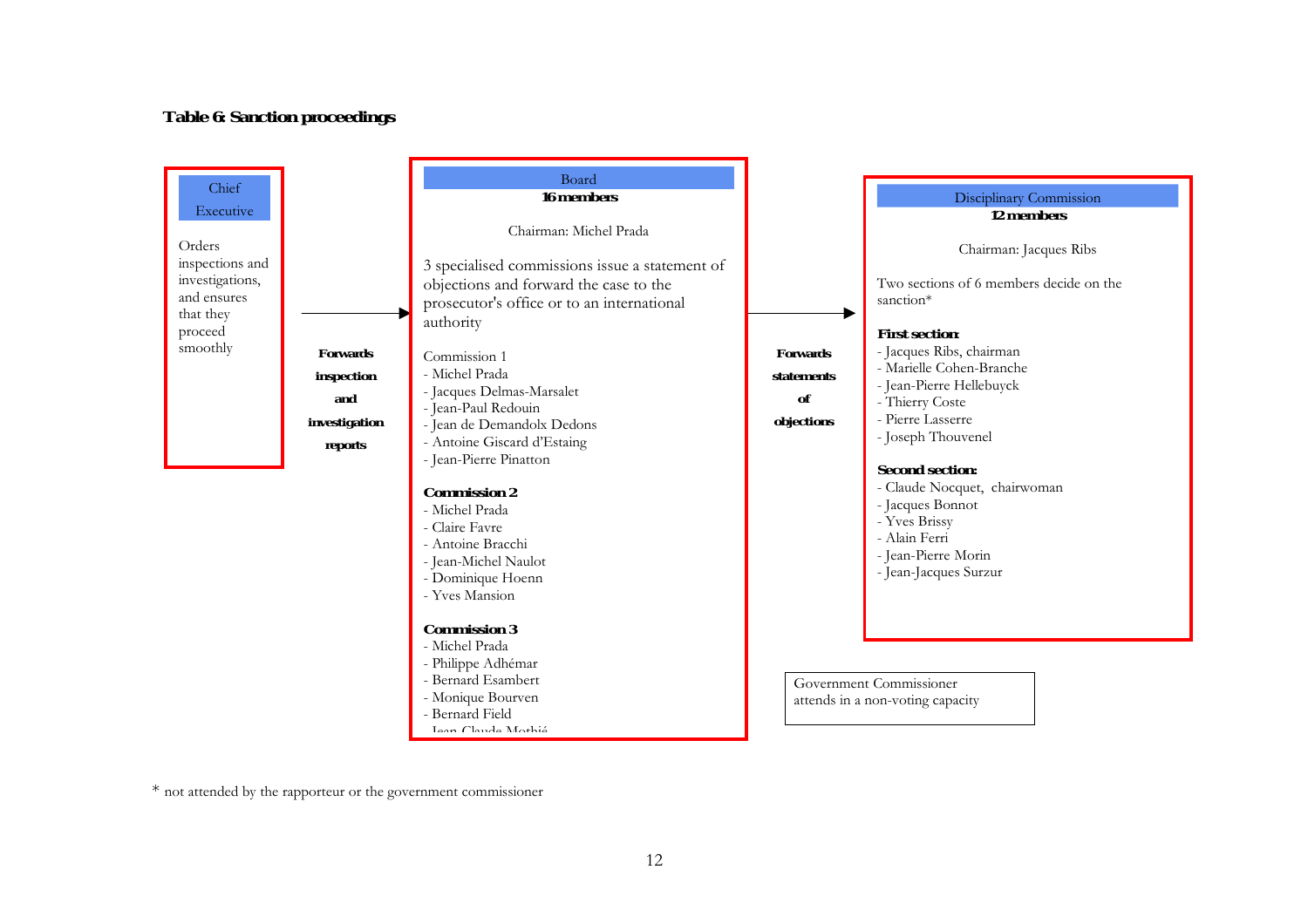**Table 6: Sanction proceedings**

Chief Executive

Orders inspections and investigations, and ensures that they proceed smoothly

**Forwards inspection and investigation reports**

Board
**16 members**

Chairman: Michel Prada

3 specialised commissions issue a statement of objections and forward the case to the prosecutor's office or to an international authority

Commission 1
- Michel Prada
- Jacques Delmas-Marsalet
- Jean-Paul Redouin
- Jean de Demandolx Dedons
- Antoine Giscard d'Estaing
- Jean-Pierre Pinatton

**Commission 2**
- Michel Prada
- Claire Favre
- Antoine Bracchi
- Jean-Michel Naulot
- Dominique Hoenn
- Yves Mansion

**Commission 3**
- Michel Prada
- Philippe Adhémar
- Bernard Esambert
- Monique Bourven
- Bernard Field
- Jean-Claude Mothié

**Forwards statements of objections**

Disciplinary Commission
**12 members**

Chairman: Jacques Ribs

Two sections of 6 members decide on the sanction*

**First section:**
- Jacques Ribs, chairman
- Marielle Cohen-Branche
- Jean-Pierre Hellebuyck
- Thierry Coste
- Pierre Lasserre
- Joseph Thouvenel

**Second section:**
- Claude Nocquet, chairwoman
- Jacques Bonnot
- Yves Brissy
- Alain Ferri
- Jean-Pierre Morin
- Jean-Jacques Surzur

Government Commissioner attends in a non-voting capacity

\* not attended by the rapporteur or the government commissioner